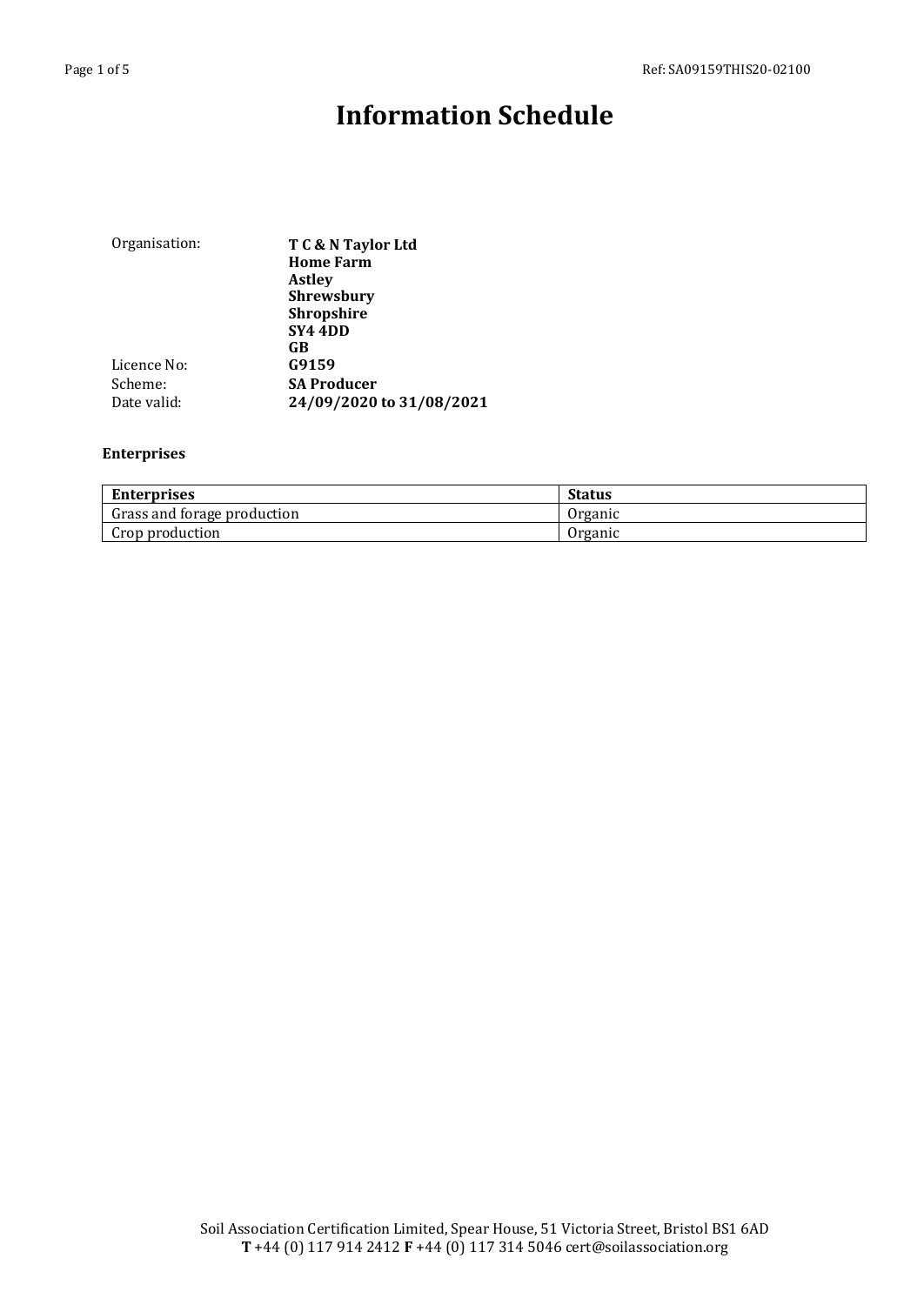# Information Schedule

Organisation: **T C & N Taylor Ltd**
**Home Farm**
**Astley**
**Shrewsbury**
**Shropshire**
**SY4 4DD**
**GB**

Licence No: **G9159**

Scheme: **SA Producer**

Date valid: **24/09/2020 to 31/08/2021**

**Enterprises**

| Enterprises | Status |
|---|---|
| Grass and forage production | Organic |
| Crop production | Organic |

Soil Association Certification Limited, Spear House, 51 Victoria Street, Bristol BS1 6AD
**T** +44 (0) 117 914 2412 **F** +44 (0) 117 314 5046 cert@soilassociation.org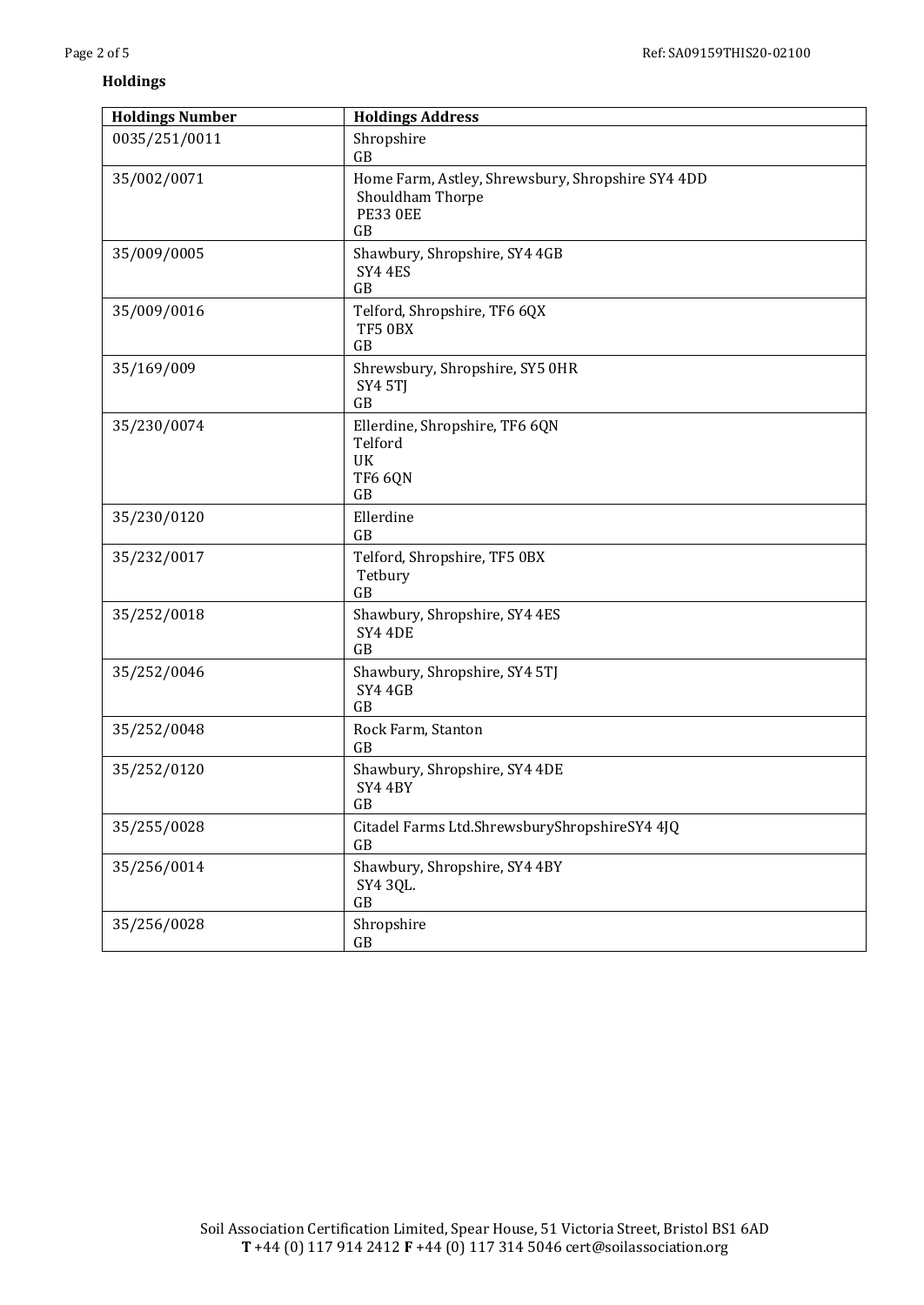**Holdings**

| Holdings Number | Holdings Address |
|---|---|
| 0035/251/0011 | Shropshire<br>GB |
| 35/002/0071 | Home Farm, Astley, Shrewsbury, Shropshire SY4 4DD<br>Shouldham Thorpe<br>PE33 0EE<br>GB |
| 35/009/0005 | Shawbury, Shropshire, SY4 4GB<br>SY4 4ES<br>GB |
| 35/009/0016 | Telford, Shropshire, TF6 6QX<br>TF5 0BX<br>GB |
| 35/169/009 | Shrewsbury, Shropshire, SY5 0HR<br>SY4 5TJ<br>GB |
| 35/230/0074 | Ellerdine, Shropshire, TF6 6QN<br>Telford<br>UK<br>TF6 6QN<br>GB |
| 35/230/0120 | Ellerdine<br>GB |
| 35/232/0017 | Telford, Shropshire, TF5 0BX<br>Tetbury<br>GB |
| 35/252/0018 | Shawbury, Shropshire, SY4 4ES<br>SY4 4DE<br>GB |
| 35/252/0046 | Shawbury, Shropshire, SY4 5TJ<br>SY4 4GB<br>GB |
| 35/252/0048 | Rock Farm, Stanton<br>GB |
| 35/252/0120 | Shawbury, Shropshire, SY4 4DE<br>SY4 4BY<br>GB |
| 35/255/0028 | Citadel Farms Ltd.ShrewsburyShropshireSY4 4JQ<br>GB |
| 35/256/0014 | Shawbury, Shropshire, SY4 4BY<br>SY4 3QL.<br>GB |
| 35/256/0028 | Shropshire<br>GB |

Soil Association Certification Limited, Spear House, 51 Victoria Street, Bristol BS1 6AD
**T** +44 (0) 117 914 2412 **F** +44 (0) 117 314 5046 cert@soilassociation.org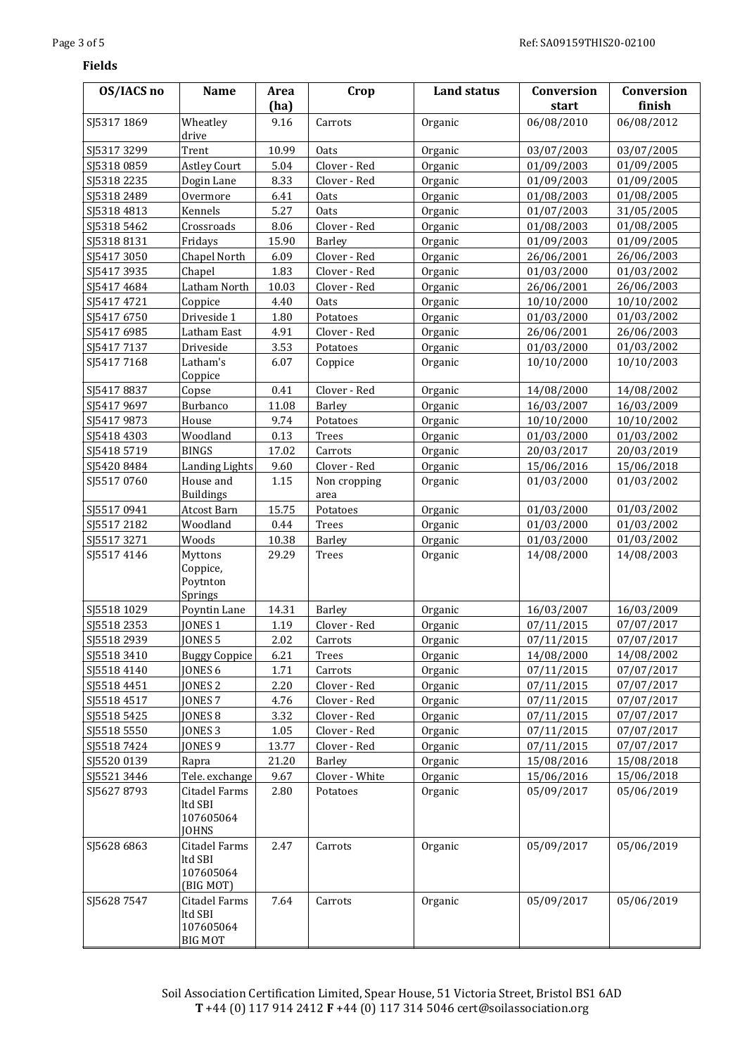**Fields**

| OS/IACS no | Name | Area (ha) | Crop | Land status | Conversion start | Conversion finish |
|---|---|---|---|---|---|---|
| SJ5317 1869 | Wheatley drive | 9.16 | Carrots | Organic | 06/08/2010 | 06/08/2012 |
| SJ5317 3299 | Trent | 10.99 | Oats | Organic | 03/07/2003 | 03/07/2005 |
| SJ5318 0859 | Astley Court | 5.04 | Clover - Red | Organic | 01/09/2003 | 01/09/2005 |
| SJ5318 2235 | Dogin Lane | 8.33 | Clover - Red | Organic | 01/09/2003 | 01/09/2005 |
| SJ5318 2489 | Overmore | 6.41 | Oats | Organic | 01/08/2003 | 01/08/2005 |
| SJ5318 4813 | Kennels | 5.27 | Oats | Organic | 01/07/2003 | 31/05/2005 |
| SJ5318 5462 | Crossroads | 8.06 | Clover - Red | Organic | 01/08/2003 | 01/08/2005 |
| SJ5318 8131 | Fridays | 15.90 | Barley | Organic | 01/09/2003 | 01/09/2005 |
| SJ5417 3050 | Chapel North | 6.09 | Clover - Red | Organic | 26/06/2001 | 26/06/2003 |
| SJ5417 3935 | Chapel | 1.83 | Clover - Red | Organic | 01/03/2000 | 01/03/2002 |
| SJ5417 4684 | Latham North | 10.03 | Clover - Red | Organic | 26/06/2001 | 26/06/2003 |
| SJ5417 4721 | Coppice | 4.40 | Oats | Organic | 10/10/2000 | 10/10/2002 |
| SJ5417 6750 | Driveside 1 | 1.80 | Potatoes | Organic | 01/03/2000 | 01/03/2002 |
| SJ5417 6985 | Latham East | 4.91 | Clover - Red | Organic | 26/06/2001 | 26/06/2003 |
| SJ5417 7137 | Driveside | 3.53 | Potatoes | Organic | 01/03/2000 | 01/03/2002 |
| SJ5417 7168 | Latham's Coppice | 6.07 | Coppice | Organic | 10/10/2000 | 10/10/2003 |
| SJ5417 8837 | Copse | 0.41 | Clover - Red | Organic | 14/08/2000 | 14/08/2002 |
| SJ5417 9697 | Burbanco | 11.08 | Barley | Organic | 16/03/2007 | 16/03/2009 |
| SJ5417 9873 | House | 9.74 | Potatoes | Organic | 10/10/2000 | 10/10/2002 |
| SJ5418 4303 | Woodland | 0.13 | Trees | Organic | 01/03/2000 | 01/03/2002 |
| SJ5418 5719 | BINGS | 17.02 | Carrots | Organic | 20/03/2017 | 20/03/2019 |
| SJ5420 8484 | Landing Lights | 9.60 | Clover - Red | Organic | 15/06/2016 | 15/06/2018 |
| SJ5517 0760 | House and Buildings | 1.15 | Non cropping area | Organic | 01/03/2000 | 01/03/2002 |
| SJ5517 0941 | Atcost Barn | 15.75 | Potatoes | Organic | 01/03/2000 | 01/03/2002 |
| SJ5517 2182 | Woodland | 0.44 | Trees | Organic | 01/03/2000 | 01/03/2002 |
| SJ5517 3271 | Woods | 10.38 | Barley | Organic | 01/03/2000 | 01/03/2002 |
| SJ5517 4146 | Myttons Coppice, Poytnton Springs | 29.29 | Trees | Organic | 14/08/2000 | 14/08/2003 |
| SJ5518 1029 | Poyntin Lane | 14.31 | Barley | Organic | 16/03/2007 | 16/03/2009 |
| SJ5518 2353 | JONES 1 | 1.19 | Clover - Red | Organic | 07/11/2015 | 07/07/2017 |
| SJ5518 2939 | JONES 5 | 2.02 | Carrots | Organic | 07/11/2015 | 07/07/2017 |
| SJ5518 3410 | Buggy Coppice | 6.21 | Trees | Organic | 14/08/2000 | 14/08/2002 |
| SJ5518 4140 | JONES 6 | 1.71 | Carrots | Organic | 07/11/2015 | 07/07/2017 |
| SJ5518 4451 | JONES 2 | 2.20 | Clover - Red | Organic | 07/11/2015 | 07/07/2017 |
| SJ5518 4517 | JONES 7 | 4.76 | Clover - Red | Organic | 07/11/2015 | 07/07/2017 |
| SJ5518 5425 | JONES 8 | 3.32 | Clover - Red | Organic | 07/11/2015 | 07/07/2017 |
| SJ5518 5550 | JONES 3 | 1.05 | Clover - Red | Organic | 07/11/2015 | 07/07/2017 |
| SJ5518 7424 | JONES 9 | 13.77 | Clover - Red | Organic | 07/11/2015 | 07/07/2017 |
| SJ5520 0139 | Rapra | 21.20 | Barley | Organic | 15/08/2016 | 15/08/2018 |
| SJ5521 3446 | Tele. exchange | 9.67 | Clover - White | Organic | 15/06/2016 | 15/06/2018 |
| SJ5627 8793 | Citadel Farms ltd SBI 107605064 JOHNS | 2.80 | Potatoes | Organic | 05/09/2017 | 05/06/2019 |
| SJ5628 6863 | Citadel Farms ltd SBI 107605064 (BIG MOT) | 2.47 | Carrots | Organic | 05/09/2017 | 05/06/2019 |
| SJ5628 7547 | Citadel Farms ltd SBI 107605064 BIG MOT | 7.64 | Carrots | Organic | 05/09/2017 | 05/06/2019 |

Soil Association Certification Limited, Spear House, 51 Victoria Street, Bristol BS1 6AD
**T** +44 (0) 117 914 2412 **F** +44 (0) 117 314 5046 cert@soilassociation.org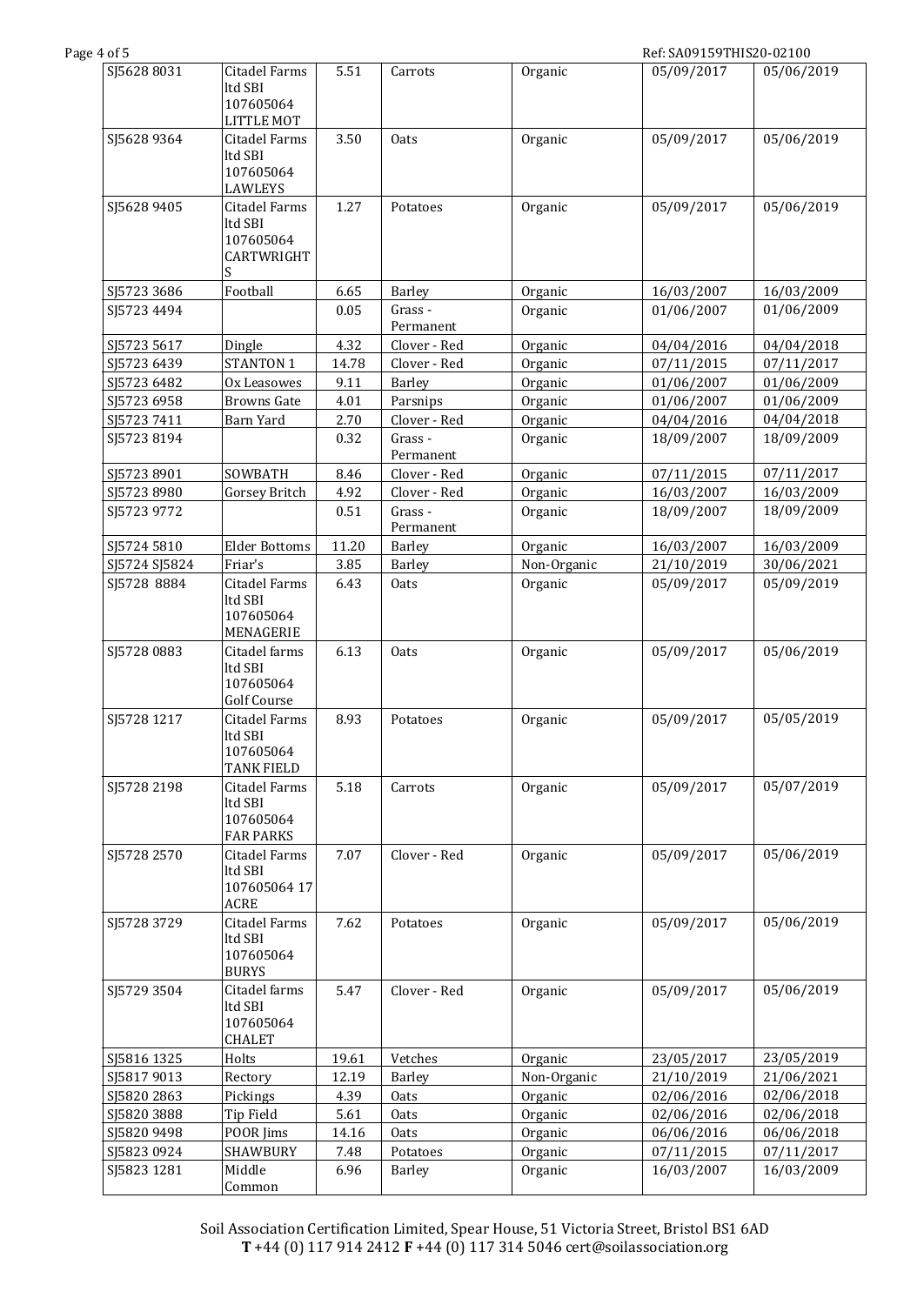| | | | | | | |
|---|---|---|---|---|---|---|
| SJ5628 8031 | Citadel Farms ltd SBI 107605064 LITTLE MOT | 5.51 | Carrots | Organic | 05/09/2017 | 05/06/2019 |
| SJ5628 9364 | Citadel Farms ltd SBI 107605064 LAWLEYS | 3.50 | Oats | Organic | 05/09/2017 | 05/06/2019 |
| SJ5628 9405 | Citadel Farms ltd SBI 107605064 CARTWRIGHTS | 1.27 | Potatoes | Organic | 05/09/2017 | 05/06/2019 |
| SJ5723 3686 | Football | 6.65 | Barley | Organic | 16/03/2007 | 16/03/2009 |
| SJ5723 4494 | | 0.05 | Grass - Permanent | Organic | 01/06/2007 | 01/06/2009 |
| SJ5723 5617 | Dingle | 4.32 | Clover - Red | Organic | 04/04/2016 | 04/04/2018 |
| SJ5723 6439 | STANTON 1 | 14.78 | Clover - Red | Organic | 07/11/2015 | 07/11/2017 |
| SJ5723 6482 | Ox Leasowes | 9.11 | Barley | Organic | 01/06/2007 | 01/06/2009 |
| SJ5723 6958 | Browns Gate | 4.01 | Parsnips | Organic | 01/06/2007 | 01/06/2009 |
| SJ5723 7411 | Barn Yard | 2.70 | Clover - Red | Organic | 04/04/2016 | 04/04/2018 |
| SJ5723 8194 | | 0.32 | Grass - Permanent | Organic | 18/09/2007 | 18/09/2009 |
| SJ5723 8901 | SOWBATH | 8.46 | Clover - Red | Organic | 07/11/2015 | 07/11/2017 |
| SJ5723 8980 | Gorsey Britch | 4.92 | Clover - Red | Organic | 16/03/2007 | 16/03/2009 |
| SJ5723 9772 | | 0.51 | Grass - Permanent | Organic | 18/09/2007 | 18/09/2009 |
| SJ5724 5810 | Elder Bottoms | 11.20 | Barley | Organic | 16/03/2007 | 16/03/2009 |
| SJ5724 SJ5824 | Friar's | 3.85 | Barley | Non-Organic | 21/10/2019 | 30/06/2021 |
| SJ5728 8884 | Citadel Farms ltd SBI 107605064 MENAGERIE | 6.43 | Oats | Organic | 05/09/2017 | 05/09/2019 |
| SJ5728 0883 | Citadel farms ltd SBI 107605064 Golf Course | 6.13 | Oats | Organic | 05/09/2017 | 05/06/2019 |
| SJ5728 1217 | Citadel Farms ltd SBI 107605064 TANK FIELD | 8.93 | Potatoes | Organic | 05/09/2017 | 05/05/2019 |
| SJ5728 2198 | Citadel Farms ltd SBI 107605064 FAR PARKS | 5.18 | Carrots | Organic | 05/09/2017 | 05/07/2019 |
| SJ5728 2570 | Citadel Farms ltd SBI 107605064 17 ACRE | 7.07 | Clover - Red | Organic | 05/09/2017 | 05/06/2019 |
| SJ5728 3729 | Citadel Farms ltd SBI 107605064 BURYS | 7.62 | Potatoes | Organic | 05/09/2017 | 05/06/2019 |
| SJ5729 3504 | Citadel farms ltd SBI 107605064 CHALET | 5.47 | Clover - Red | Organic | 05/09/2017 | 05/06/2019 |
| SJ5816 1325 | Holts | 19.61 | Vetches | Organic | 23/05/2017 | 23/05/2019 |
| SJ5817 9013 | Rectory | 12.19 | Barley | Non-Organic | 21/10/2019 | 21/06/2021 |
| SJ5820 2863 | Pickings | 4.39 | Oats | Organic | 02/06/2016 | 02/06/2018 |
| SJ5820 3888 | Tip Field | 5.61 | Oats | Organic | 02/06/2016 | 02/06/2018 |
| SJ5820 9498 | POOR Jims | 14.16 | Oats | Organic | 06/06/2016 | 06/06/2018 |
| SJ5823 0924 | SHAWBURY | 7.48 | Potatoes | Organic | 07/11/2015 | 07/11/2017 |
| SJ5823 1281 | Middle Common | 6.96 | Barley | Organic | 16/03/2007 | 16/03/2009 |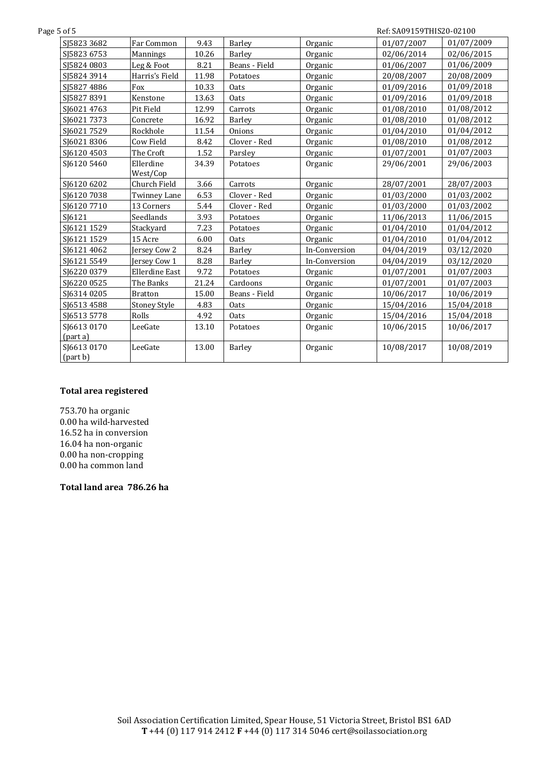| | | | | | | |
|---|---|---|---|---|---|---|
| SJ5823 3682 | Far Common | 9.43 | Barley | Organic | 01/07/2007 | 01/07/2009 |
| SJ5823 6753 | Mannings | 10.26 | Barley | Organic | 02/06/2014 | 02/06/2015 |
| SJ5824 0803 | Leg & Foot | 8.21 | Beans - Field | Organic | 01/06/2007 | 01/06/2009 |
| SJ5824 3914 | Harris's Field | 11.98 | Potatoes | Organic | 20/08/2007 | 20/08/2009 |
| SJ5827 4886 | Fox | 10.33 | Oats | Organic | 01/09/2016 | 01/09/2018 |
| SJ5827 8391 | Kenstone | 13.63 | Oats | Organic | 01/09/2016 | 01/09/2018 |
| SJ6021 4763 | Pit Field | 12.99 | Carrots | Organic | 01/08/2010 | 01/08/2012 |
| SJ6021 7373 | Concrete | 16.92 | Barley | Organic | 01/08/2010 | 01/08/2012 |
| SJ6021 7529 | Rockhole | 11.54 | Onions | Organic | 01/04/2010 | 01/04/2012 |
| SJ6021 8306 | Cow Field | 8.42 | Clover - Red | Organic | 01/08/2010 | 01/08/2012 |
| SJ6120 4503 | The Croft | 1.52 | Parsley | Organic | 01/07/2001 | 01/07/2003 |
| SJ6120 5460 | Ellerdine West/Cop | 34.39 | Potatoes | Organic | 29/06/2001 | 29/06/2003 |
| SJ6120 6202 | Church Field | 3.66 | Carrots | Organic | 28/07/2001 | 28/07/2003 |
| SJ6120 7038 | Twinney Lane | 6.53 | Clover - Red | Organic | 01/03/2000 | 01/03/2002 |
| SJ6120 7710 | 13 Corners | 5.44 | Clover - Red | Organic | 01/03/2000 | 01/03/2002 |
| SJ6121 | Seedlands | 3.93 | Potatoes | Organic | 11/06/2013 | 11/06/2015 |
| SJ6121 1529 | Stackyard | 7.23 | Potatoes | Organic | 01/04/2010 | 01/04/2012 |
| SJ6121 1529 | 15 Acre | 6.00 | Oats | Organic | 01/04/2010 | 01/04/2012 |
| SJ6121 4062 | Jersey Cow 2 | 8.24 | Barley | In-Conversion | 04/04/2019 | 03/12/2020 |
| SJ6121 5549 | Jersey Cow 1 | 8.28 | Barley | In-Conversion | 04/04/2019 | 03/12/2020 |
| SJ6220 0379 | Ellerdine East | 9.72 | Potatoes | Organic | 01/07/2001 | 01/07/2003 |
| SJ6220 0525 | The Banks | 21.24 | Cardoons | Organic | 01/07/2001 | 01/07/2003 |
| SJ6314 0205 | Bratton | 15.00 | Beans - Field | Organic | 10/06/2017 | 10/06/2019 |
| SJ6513 4588 | Stoney Style | 4.83 | Oats | Organic | 15/04/2016 | 15/04/2018 |
| SJ6513 5778 | Rolls | 4.92 | Oats | Organic | 15/04/2016 | 15/04/2018 |
| SJ6613 0170 (part a) | LeeGate | 13.10 | Potatoes | Organic | 10/06/2015 | 10/06/2017 |
| SJ6613 0170 (part b) | LeeGate | 13.00 | Barley | Organic | 10/08/2017 | 10/08/2019 |

**Total area registered**

753.70 ha organic
0.00 ha wild-harvested
16.52 ha in conversion
16.04 ha non-organic
0.00 ha non-cropping
0.00 ha common land

**Total land area 786.26 ha**

Soil Association Certification Limited, Spear House, 51 Victoria Street, Bristol BS1 6AD
**T** +44 (0) 117 914 2412 **F** +44 (0) 117 314 5046 cert@soilassociation.org